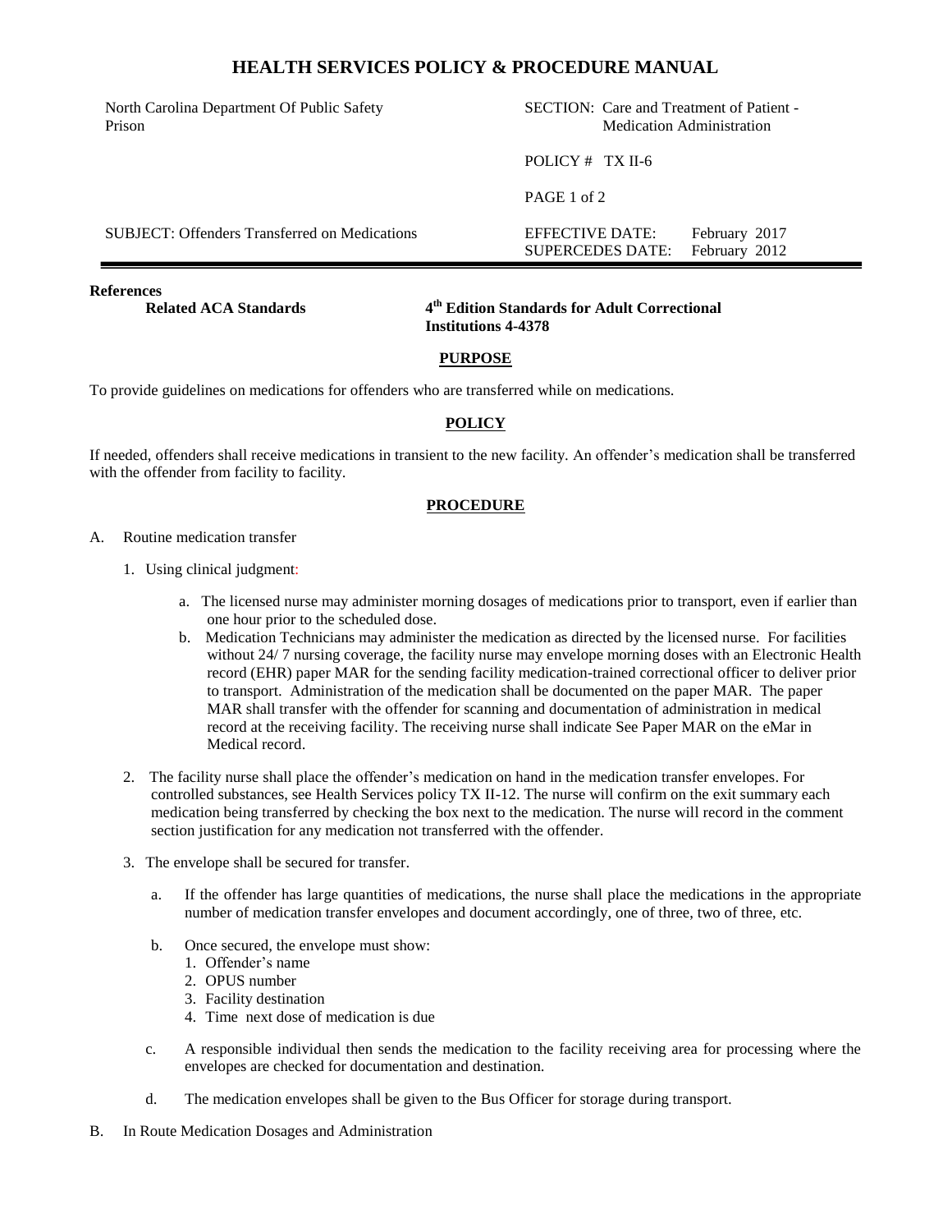# HEALTH SERVICES POLICY & PROCEDURE MANUAL

| | |
|---|---|
| North Carolina Department Of Public Safety<br>Prison | SECTION: Care and Treatment of Patient - Medication Administration |
| | POLICY # TX II-6 |
| | PAGE 1 of 2 |
| SUBJECT: Offenders Transferred on Medications | EFFECTIVE DATE: February 2017<br>SUPERCEDES DATE: February 2012 |

**References**

**Related ACA Standards** — **4th Edition Standards for Adult Correctional Institutions 4-4378**

## PURPOSE

To provide guidelines on medications for offenders who are transferred while on medications.

## POLICY

If needed, offenders shall receive medications in transient to the new facility. An offender's medication shall be transferred with the offender from facility to facility.

## PROCEDURE

A. Routine medication transfer

1. Using clinical judgment:

   a. The licensed nurse may administer morning dosages of medications prior to transport, even if earlier than one hour prior to the scheduled dose.

   b. Medication Technicians may administer the medication as directed by the licensed nurse. For facilities without 24/ 7 nursing coverage, the facility nurse may envelope morning doses with an Electronic Health record (EHR) paper MAR for the sending facility medication-trained correctional officer to deliver prior to transport. Administration of the medication shall be documented on the paper MAR. The paper MAR shall transfer with the offender for scanning and documentation of administration in medical record at the receiving facility. The receiving nurse shall indicate See Paper MAR on the eMar in Medical record.

2. The facility nurse shall place the offender's medication on hand in the medication transfer envelopes. For controlled substances, see Health Services policy TX II-12. The nurse will confirm on the exit summary each medication being transferred by checking the box next to the medication. The nurse will record in the comment section justification for any medication not transferred with the offender.

3. The envelope shall be secured for transfer.

   a. If the offender has large quantities of medications, the nurse shall place the medications in the appropriate number of medication transfer envelopes and document accordingly, one of three, two of three, etc.

   b. Once secured, the envelope must show:
      1. Offender's name
      2. OPUS number
      3. Facility destination
      4. Time next dose of medication is due

   c. A responsible individual then sends the medication to the facility receiving area for processing where the envelopes are checked for documentation and destination.

   d. The medication envelopes shall be given to the Bus Officer for storage during transport.

B. In Route Medication Dosages and Administration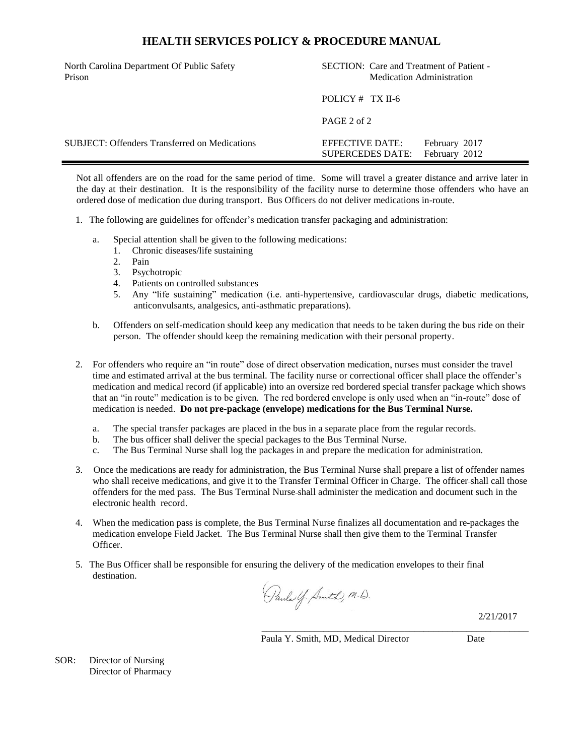# HEALTH SERVICES POLICY & PROCEDURE MANUAL

| | |
|---|---|
| North Carolina Department Of Public Safety<br>Prison | SECTION: Care and Treatment of Patient - Medication Administration |
| | POLICY # TX II-6 |
| | PAGE 2 of 2 |
| SUBJECT: Offenders Transferred on Medications | EFFECTIVE DATE: February 2017<br>SUPERCEDES DATE: February 2012 |

Not all offenders are on the road for the same period of time. Some will travel a greater distance and arrive later in the day at their destination. It is the responsibility of the facility nurse to determine those offenders who have an ordered dose of medication due during transport. Bus Officers do not deliver medications in-route.

1. The following are guidelines for offender's medication transfer packaging and administration:

   a. Special attention shall be given to the following medications:
      1. Chronic diseases/life sustaining
      2. Pain
      3. Psychotropic
      4. Patients on controlled substances
      5. Any "life sustaining" medication (i.e. anti-hypertensive, cardiovascular drugs, diabetic medications, anticonvulsants, analgesics, anti-asthmatic preparations).

   b. Offenders on self-medication should keep any medication that needs to be taken during the bus ride on their person. The offender should keep the remaining medication with their personal property.

2. For offenders who require an "in route" dose of direct observation medication, nurses must consider the travel time and estimated arrival at the bus terminal. The facility nurse or correctional officer shall place the offender's medication and medical record (if applicable) into an oversize red bordered special transfer package which shows that an "in route" medication is to be given. The red bordered envelope is only used when an "in-route" dose of medication is needed. **Do not pre-package (envelope) medications for the Bus Terminal Nurse.**

   a. The special transfer packages are placed in the bus in a separate place from the regular records.
   b. The bus officer shall deliver the special packages to the Bus Terminal Nurse.
   c. The Bus Terminal Nurse shall log the packages in and prepare the medication for administration.

3. Once the medications are ready for administration, the Bus Terminal Nurse shall prepare a list of offender names who shall receive medications, and give it to the Transfer Terminal Officer in Charge. The officer shall call those offenders for the med pass. The Bus Terminal Nurse shall administer the medication and document such in the electronic health record.

4. When the medication pass is complete, the Bus Terminal Nurse finalizes all documentation and re-packages the medication envelope Field Jacket. The Bus Terminal Nurse shall then give them to the Terminal Transfer Officer.

5. The Bus Officer shall be responsible for ensuring the delivery of the medication envelopes to their final destination.

Paula Y. Smith, M.D.

2/21/2017

Paula Y. Smith, MD, Medical Director — Date

SOR: Director of Nursing
Director of Pharmacy